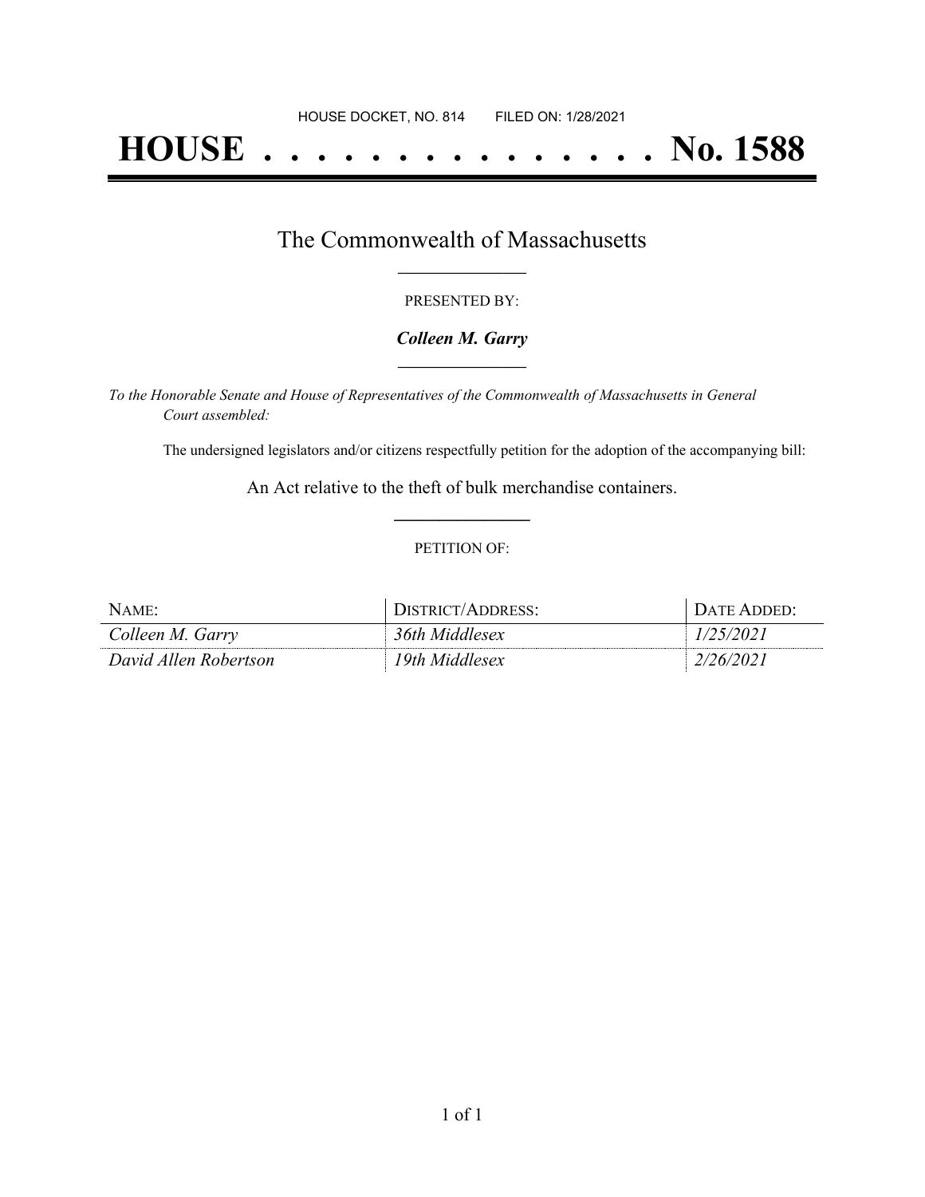HOUSE DOCKET, NO. 814 FILED ON: 1/28/2021

# HOUSE . . . . . . . . . . . . . . . No. 1588

## The Commonwealth of Massachusetts

PRESENTED BY:

***Colleen M. Garry***

*To the Honorable Senate and House of Representatives of the Commonwealth of Massachusetts in General Court assembled:*

The undersigned legislators and/or citizens respectfully petition for the adoption of the accompanying bill:

An Act relative to the theft of bulk merchandise containers.

PETITION OF:

| NAME: | DISTRICT/ADDRESS: | DATE ADDED: |
|---|---|---|
| *Colleen M. Garry* | *36th Middlesex* | *1/25/2021* |
| *David Allen Robertson* | *19th Middlesex* | *2/26/2021* |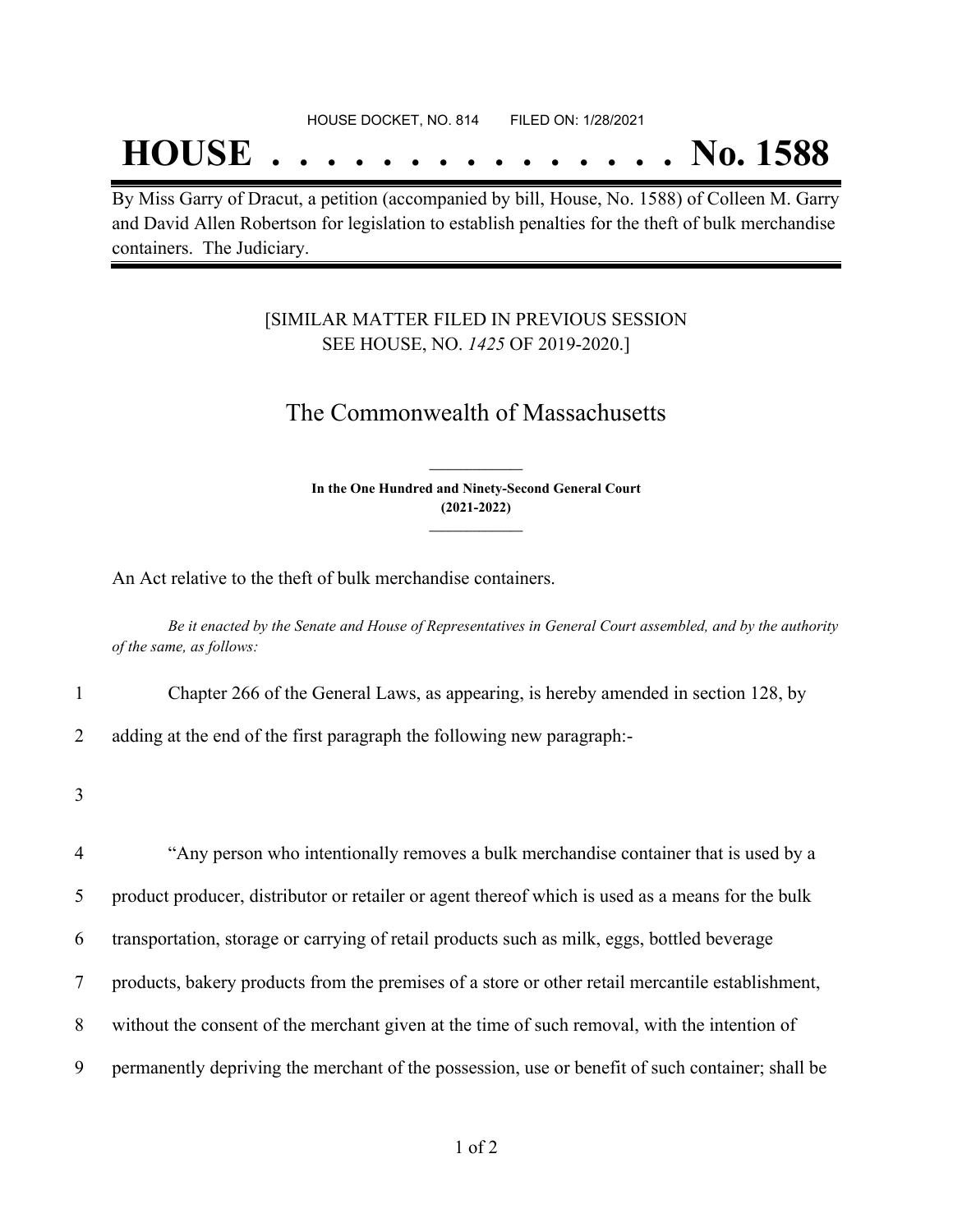HOUSE DOCKET, NO. 814        FILED ON: 1/28/2021

# HOUSE . . . . . . . . . . . . . . . No. 1588

By Miss Garry of Dracut, a petition (accompanied by bill, House, No. 1588) of Colleen M. Garry and David Allen Robertson for legislation to establish penalties for the theft of bulk merchandise containers. The Judiciary.

[SIMILAR MATTER FILED IN PREVIOUS SESSION
SEE HOUSE, NO. *1425* OF 2019-2020.]

## The Commonwealth of Massachusetts

**In the One Hundred and Ninety-Second General Court**
**(2021-2022)**

An Act relative to the theft of bulk merchandise containers.

*Be it enacted by the Senate and House of Representatives in General Court assembled, and by the authority of the same, as follows:*

1 Chapter 266 of the General Laws, as appearing, is hereby amended in section 128, by
2 adding at the end of the first paragraph the following new paragraph:-
3
4 "Any person who intentionally removes a bulk merchandise container that is used by a
5 product producer, distributor or retailer or agent thereof which is used as a means for the bulk
6 transportation, storage or carrying of retail products such as milk, eggs, bottled beverage
7 products, bakery products from the premises of a store or other retail mercantile establishment,
8 without the consent of the merchant given at the time of such removal, with the intention of
9 permanently depriving the merchant of the possession, use or benefit of such container; shall be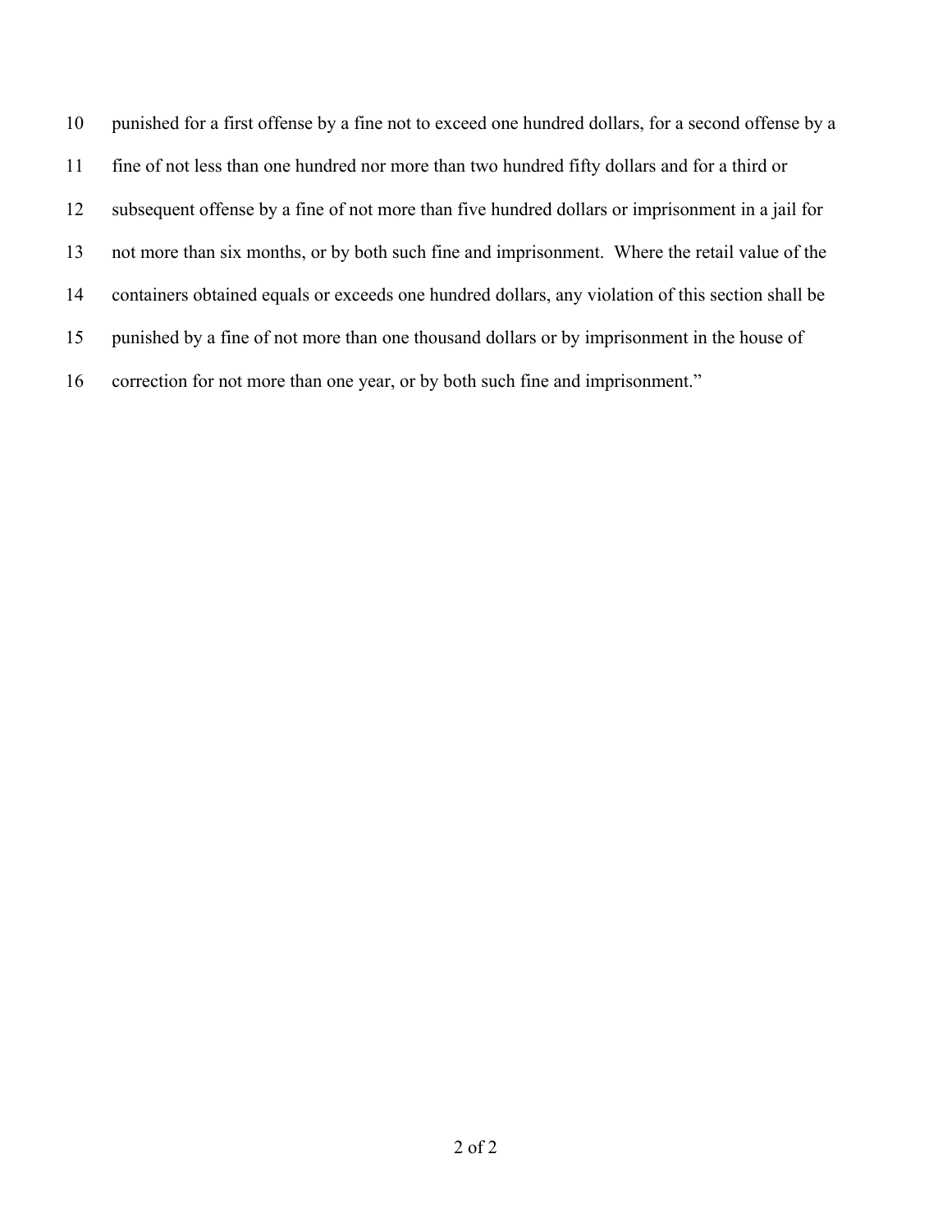10 punished for a first offense by a fine not to exceed one hundred dollars, for a second offense by a

11 fine of not less than one hundred nor more than two hundred fifty dollars and for a third or

12 subsequent offense by a fine of not more than five hundred dollars or imprisonment in a jail for

13 not more than six months, or by both such fine and imprisonment. Where the retail value of the

14 containers obtained equals or exceeds one hundred dollars, any violation of this section shall be

15 punished by a fine of not more than one thousand dollars or by imprisonment in the house of

16 correction for not more than one year, or by both such fine and imprisonment."